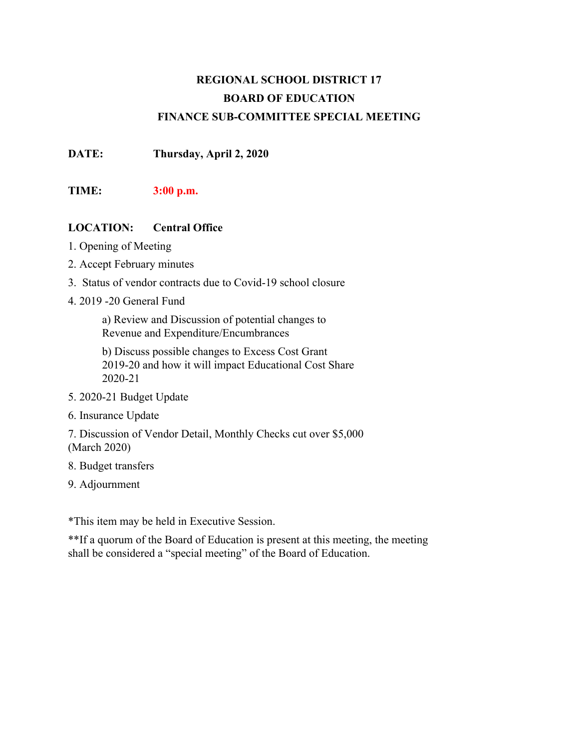**REGIONAL SCHOOL DISTRICT 17**

**BOARD OF EDUCATION**

**FINANCE SUB-COMMITTEE SPECIAL MEETING**

**DATE:** **Thursday, April 2, 2020**

**TIME:** **3:00 p.m.**

**LOCATION:** **Central Office**

1. Opening of Meeting
2. Accept February minutes
3. Status of vendor contracts due to Covid-19 school closure
4. 2019 -20 General Fund

   a) Review and Discussion of potential changes to Revenue and Expenditure/Encumbrances

   b) Discuss possible changes to Excess Cost Grant 2019-20 and how it will impact Educational Cost Share 2020-21
5. 2020-21 Budget Update
6. Insurance Update
7. Discussion of Vendor Detail, Monthly Checks cut over $5,000 (March 2020)
8. Budget transfers
9. Adjournment

*This item may be held in Executive Session.

**If a quorum of the Board of Education is present at this meeting, the meeting shall be considered a "special meeting" of the Board of Education.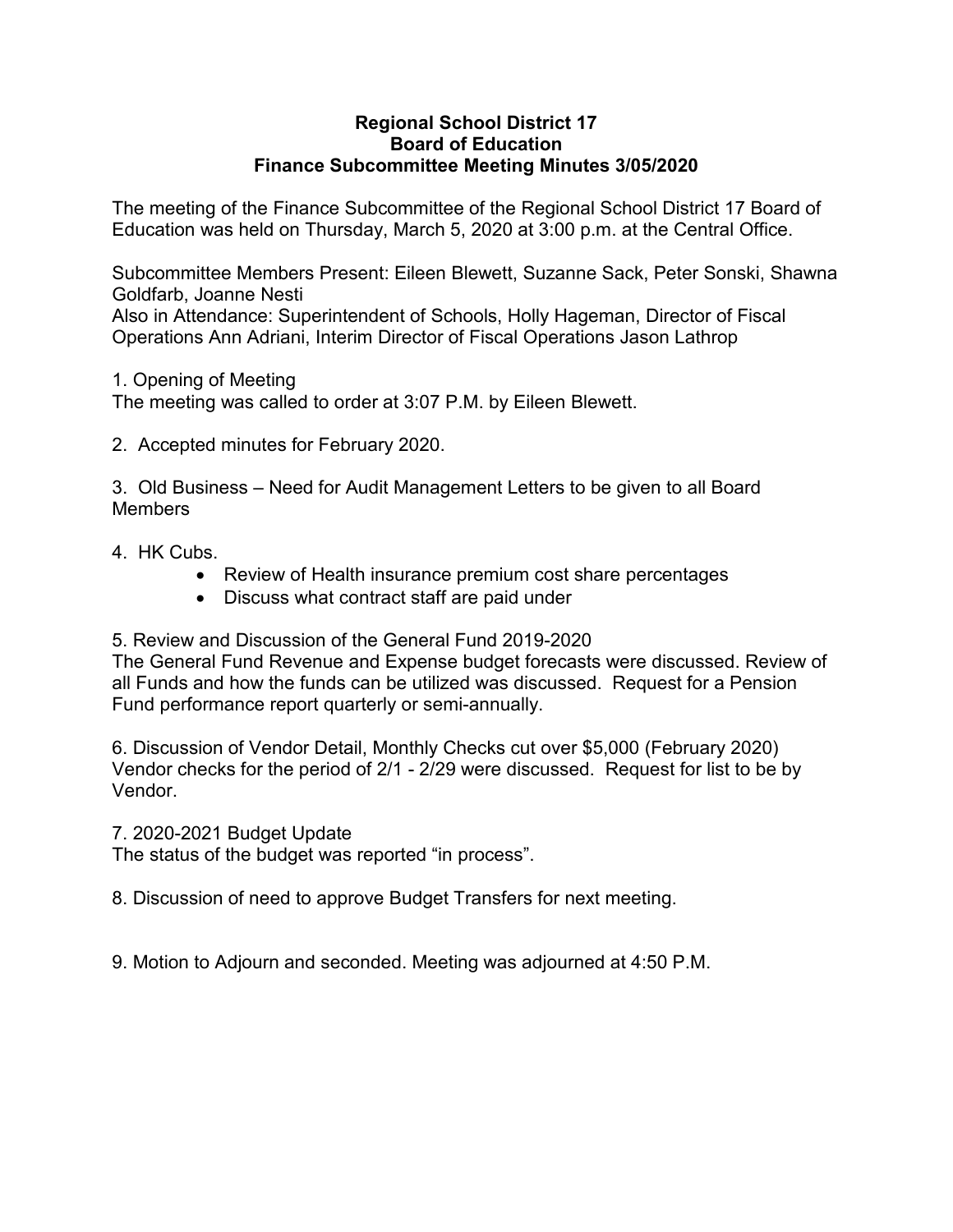# Regional School District 17
## Board of Education
## Finance Subcommittee Meeting Minutes 3/05/2020

The meeting of the Finance Subcommittee of the Regional School District 17 Board of Education was held on Thursday, March 5, 2020 at 3:00 p.m. at the Central Office.

Subcommittee Members Present: Eileen Blewett, Suzanne Sack, Peter Sonski, Shawna Goldfarb, Joanne Nesti
Also in Attendance: Superintendent of Schools, Holly Hageman, Director of Fiscal Operations Ann Adriani, Interim Director of Fiscal Operations Jason Lathrop

1. Opening of Meeting
The meeting was called to order at 3:07 P.M. by Eileen Blewett.

2. Accepted minutes for February 2020.

3. Old Business – Need for Audit Management Letters to be given to all Board Members

4. HK Cubs.
    - Review of Health insurance premium cost share percentages
    - Discuss what contract staff are paid under

5. Review and Discussion of the General Fund 2019-2020
The General Fund Revenue and Expense budget forecasts were discussed. Review of all Funds and how the funds can be utilized was discussed. Request for a Pension Fund performance report quarterly or semi-annually.

6. Discussion of Vendor Detail, Monthly Checks cut over $5,000 (February 2020)
Vendor checks for the period of 2/1 - 2/29 were discussed. Request for list to be by Vendor.

7. 2020-2021 Budget Update
The status of the budget was reported "in process".

8. Discussion of need to approve Budget Transfers for next meeting.

9. Motion to Adjourn and seconded. Meeting was adjourned at 4:50 P.M.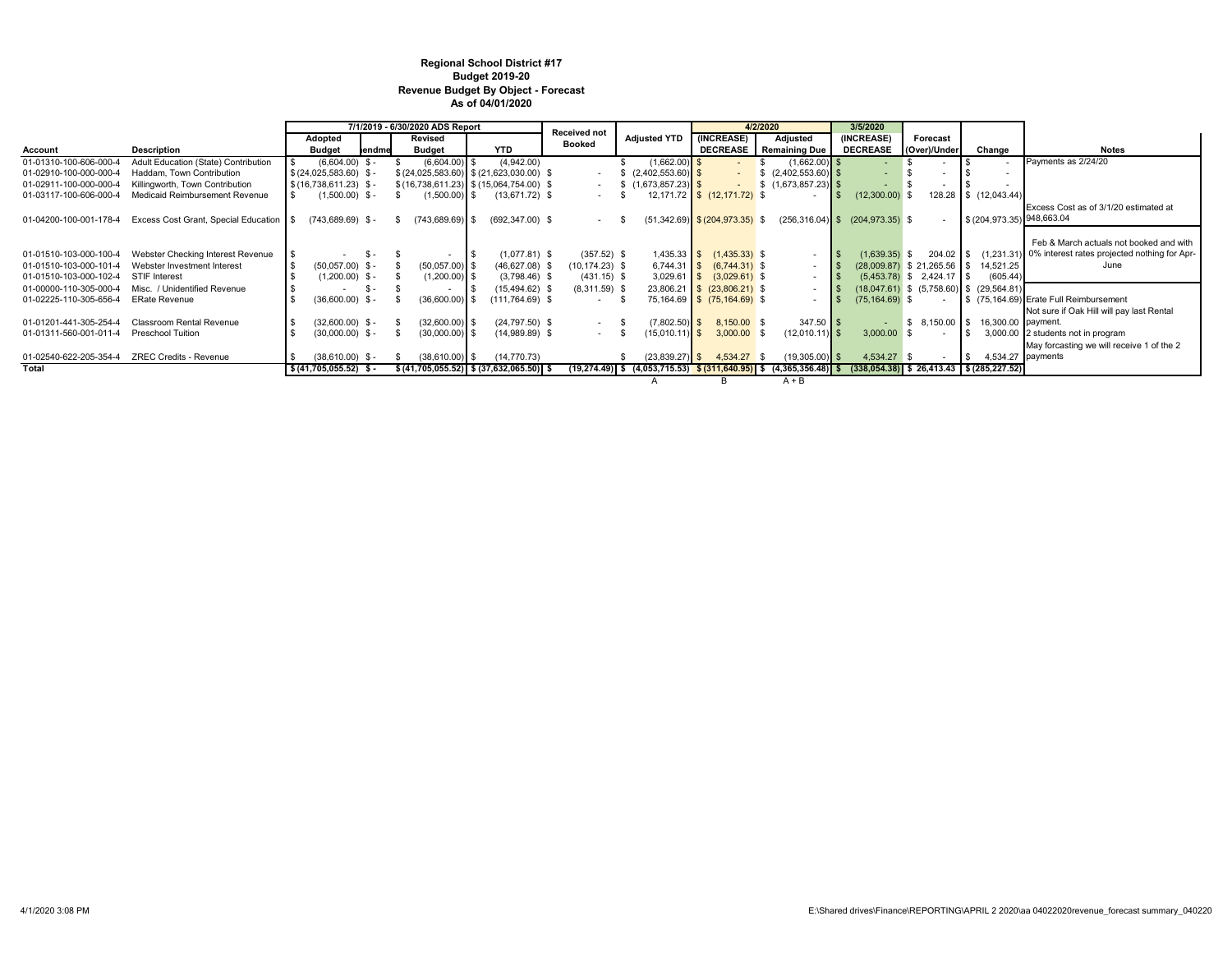**Regional School District #17**
**Budget 2019-20**
**Revenue Budget By Object - Forecast**
**As of 04/01/2020**

| | | 7/1/2019 - 6/30/2020 ADS Report | | | | Received not Booked | Adjusted YTD | 4/2/2020 | | 3/5/2020 | | | |
|---|---|---|---|---|---|---|---|---|---|---|---|---|---|
| Account | Description | Adopted Budget | endme | Revised Budget | YTD | | | (INCREASE) DECREASE | Adjusted Remaining Due | (INCREASE) DECREASE | Forecast (Over)/Under | Change | Notes |
| 01-01310-100-606-000-4 | Adult Education (State) Contribution | $ (6,604.00) | $ - | $ (6,604.00) | $ (4,942.00) | | $ (1,662.00) | $ - | $ (1,662.00) | $ - | $ - | $ - | Payments as 2/24/20 |
| 01-02910-100-000-000-4 | Haddam, Town Contribution | $ (24,025,583.60) | $ - | $ (24,025,583.60) | $ (21,623,030.00) | $ - | $ (2,402,553.60) | $ - | $ (2,402,553.60) | $ - | $ - | $ - | |
| 01-02911-100-000-000-4 | Killingworth, Town Contribution | $ (16,738,611.23) | $ - | $ (16,738,611.23) | $ (15,064,754.00) | $ - | $ (1,673,857.23) | $ - | $ (1,673,857.23) | $ - | $ - | $ - | |
| 01-03117-100-606-000-4 | Medicaid Reimbursement Revenue | $ (1,500.00) | $ - | $ (1,500.00) | $ (13,671.72) | $ - | $ 12,171.72 | $ (12,171.72) | $ - | $ (12,300.00) | $ 128.28 | $ (12,043.44) | |
| 01-04200-100-001-178-4 | Excess Cost Grant, Special Education | $ (743,689.69) | $ - | $ (743,689.69) | $ (692,347.00) | $ - | $ (51,342.69) | $ (204,973.35) | $ (256,316.04) | $ (204,973.35) | $ - | $ (204,973.35) | Excess Cost as of 3/1/20 estimated at 948,663.04 |
| 01-01510-103-000-100-4 | Webster Checking Interest Revenue | $ - | $ - | $ - | $ (1,077.81) | $ (357.52) | $ 1,435.33 | $ (1,435.33) | $ - | $ (1,639.35) | $ 204.02 | $ (1,231.31) | Feb & March actuals not booked and with 0% interest rates projected nothing for Apr-June |
| 01-01510-103-000-101-4 | Webster Investment Interest | $ (50,057.00) | $ - | $ (50,057.00) | $ (46,627.08) | $ (10,174.23) | $ 6,744.31 | $ (6,744.31) | $ - | $ (28,009.87) | $ 21,265.56 | $ 14,521.25 | |
| 01-01510-103-000-102-4 | STIF Interest | $ (1,200.00) | $ - | $ (1,200.00) | $ (3,798.46) | $ (431.15) | $ 3,029.61 | $ (3,029.61) | $ - | $ (5,453.78) | $ 2,424.17 | $ (605.44) | |
| 01-00000-110-305-000-4 | Misc. / Unidentified Revenue | $ - | $ - | $ - | $ (15,494.62) | $ (8,311.59) | $ 23,806.21 | $ (23,806.21) | $ - | $ (18,047.61) | $ (5,758.60) | $ (29,564.81) | |
| 01-02225-110-305-656-4 | ERate Revenue | $ (36,600.00) | $ - | $ (36,600.00) | $ (111,764.69) | $ - | $ 75,164.69 | $ (75,164.69) | $ - | $ (75,164.69) | $ - | $ (75,164.69) | Erate Full Reimbursement |
| 01-01201-441-305-254-4 | Classroom Rental Revenue | $ (32,600.00) | $ - | $ (32,600.00) | $ (24,797.50) | $ - | $ (7,802.50) | $ 8,150.00 | $ 347.50 | $ - | $ 8,150.00 | $ 16,300.00 | Not sure if Oak Hill will pay last Rental payment. |
| 01-01311-560-001-011-4 | Preschool Tuition | $ (30,000.00) | $ - | $ (30,000.00) | $ (14,989.89) | $ - | $ (15,010.11) | $ 3,000.00 | $ (12,010.11) | $ 3,000.00 | $ - | $ 3,000.00 | 2 students not in program |
| 01-02540-622-205-354-4 | ZREC Credits - Revenue | $ (38,610.00) | $ - | $ (38,610.00) | $ (14,770.73) | | $ (23,839.27) | $ 4,534.27 | $ (19,305.00) | $ 4,534.27 | $ - | $ 4,534.27 | May forcasting we will receive 1 of the 2 payments |
| **Total** | | $ (41,705,055.52) | $ - | $ (41,705,055.52) | $ (37,632,065.50) | $ (19,274.49) | $ (4,053,715.53) | $ (311,640.95) | $ (4,365,356.48) | $ (338,054.38) | $ 26,413.43 | $ (285,227.52) | |
| | | | | | | | A | B | A + B | | | | |

4/1/2020 3:08 PM

E:\Shared drives\Finance\REPORTING\APRIL 2 2020\aa 04022020revenue_forecast summary_040220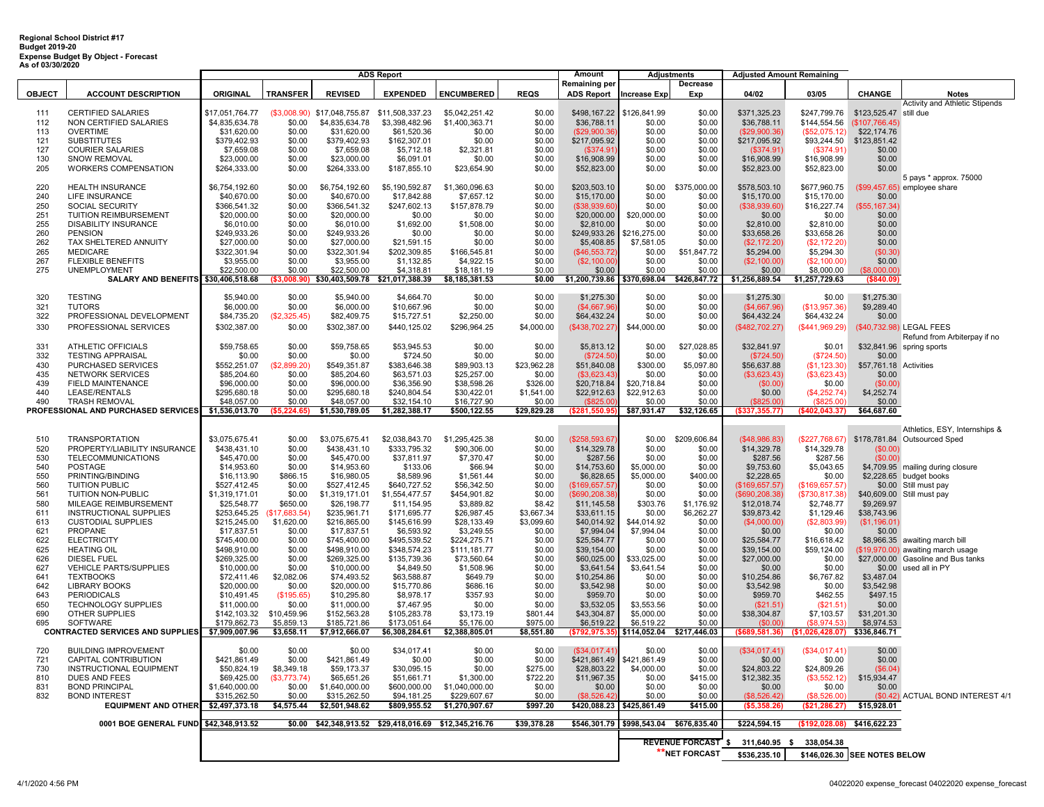**Regional School District #17**
**Budget 2019-20**
**Expense Budget By Object - Forecast**
**As of 03/30/2020**

| | | ADS Report | | | | | | Amount Remaining per | Adjustments | | Adjusted Amount Remaining | | | |
|---|---|---|---|---|---|---|---|---|---|---|---|---|---|---|
| **OBJECT** | **ACCOUNT DESCRIPTION** | **ORIGINAL** | **TRANSFER** | **REVISED** | **EXPENDED** | **ENCUMBERED** | **REQS** | **ADS Report** | **Increase Exp** | **Decrease Exp** | **04/02** | **03/05** | **CHANGE** | **Notes** |
| 111 | CERTIFIED SALARIES | $17,051,764.77 | ($3,008.90) | $17,048,755.87 | $11,508,337.23 | $5,042,251.42 | $0.00 | $498,167.22 | $126,841.99 | $0.00 | $371,325.23 | $247,799.76 | $123,525.47 | Activity and Athletic Stipends still due |
| 112 | NON CERTIFIED SALARIES | $4,835,634.78 | $0.00 | $4,835,634.78 | $3,398,482.96 | $1,400,363.71 | $0.00 | $36,788.11 | $0.00 | $0.00 | $36,788.11 | $144,554.56 | ($107,766.45) | |
| 113 | OVERTIME | $31,620.00 | $0.00 | $31,620.00 | $61,520.36 | $0.00 | $0.00 | ($29,900.36) | $0.00 | $0.00 | ($29,900.36) | ($52,075.12) | $22,174.76 | |
| 121 | SUBSTITUTES | $379,402.93 | $0.00 | $379,402.93 | $162,307.01 | $0.00 | $0.00 | $217,095.92 | $0.00 | $0.00 | $217,095.92 | $93,244.50 | $123,851.42 | |
| 127 | COURIER SALARIES | $7,659.08 | $0.00 | $7,659.08 | $5,712.18 | $2,321.81 | $0.00 | ($374.91) | $0.00 | $0.00 | ($374.91) | ($374.91) | $0.00 | |
| 130 | SNOW REMOVAL | $23,000.00 | $0.00 | $23,000.00 | $6,091.01 | $0.00 | $0.00 | $16,908.99 | $0.00 | $0.00 | $16,908.99 | $16,908.99 | $0.00 | |
| 205 | WORKERS COMPENSATION | $264,333.00 | $0.00 | $264,333.00 | $187,855.10 | $23,654.90 | $0.00 | $52,823.00 | $0.00 | $0.00 | $52,823.00 | $52,823.00 | $0.00 | |
| 220 | HEALTH INSURANCE | $6,754,192.60 | $0.00 | $6,754,192.60 | $5,190,592.87 | $1,360,096.63 | $0.00 | $203,503.10 | $0.00 | $375,000.00 | $578,503.10 | $677,960.75 | ($99,457.65) | 5 pays * approx. 75000 employee share |
| 240 | LIFE INSURANCE | $40,670.00 | $0.00 | $40,670.00 | $17,842.88 | $7,657.12 | $0.00 | $15,170.00 | $0.00 | $0.00 | $15,170.00 | $15,170.00 | $0.00 | |
| 250 | SOCIAL SECURITY | $366,541.32 | $0.00 | $366,541.32 | $247,602.13 | $157,878.79 | $0.00 | ($38,939.60) | $0.00 | $0.00 | ($38,939.60) | $16,227.74 | ($55,167.34) | |
| 251 | TUITION REIMBURSEMENT | $20,000.00 | $0.00 | $20,000.00 | $0.00 | $0.00 | $0.00 | $20,000.00 | $20,000.00 | $0.00 | $0.00 | $0.00 | $0.00 | |
| 255 | DISABILITY INSURANCE | $6,010.00 | $0.00 | $6,010.00 | $1,692.00 | $1,508.00 | $0.00 | $2,810.00 | $0.00 | $0.00 | $2,810.00 | $2,810.00 | $0.00 | |
| 260 | PENSION | $249,933.26 | $0.00 | $249,933.26 | $0.00 | $0.00 | $0.00 | $249,933.26 | $216,275.00 | $0.00 | $33,658.26 | $33,658.26 | $0.00 | |
| 262 | TAX SHELTERED ANNUITY | $27,000.00 | $0.00 | $27,000.00 | $21,591.15 | $0.00 | $0.00 | $5,408.85 | $7,581.05 | $0.00 | ($2,172.20) | ($2,172.20) | $0.00 | |
| 265 | MEDICARE | $322,301.94 | $0.00 | $322,301.94 | $202,309.85 | $166,545.81 | $0.00 | ($46,553.72) | $0.00 | $51,847.72 | $5,294.00 | $5,294.30 | ($0.30) | |
| 267 | FLEXIBLE BENEFITS | $3,955.00 | $0.00 | $3,955.00 | $1,132.85 | $4,922.15 | $0.00 | ($2,100.00) | $0.00 | $0.00 | ($2,100.00) | ($2,100.00) | $0.00 | |
| 275 | UNEMPLOYMENT | $22,500.00 | $0.00 | $22,500.00 | $4,318.81 | $18,181.19 | $0.00 | $0.00 | $0.00 | $0.00 | $0.00 | $8,000.00 | ($8,000.00) | |
| | **SALARY AND BENEFITS** | **$30,406,518.68** | **($3,008.90)** | **$30,403,509.78** | **$21,017,388.39** | **$8,185,381.53** | **$0.00** | **$1,200,739.86** | **$370,698.04** | **$426,847.72** | **$1,256,889.54** | **$1,257,729.63** | **($840.09)** | |
| 320 | TESTING | $5,940.00 | $0.00 | $5,940.00 | $4,664.70 | $0.00 | $0.00 | $1,275.30 | $0.00 | $0.00 | $1,275.30 | $0.00 | $1,275.30 | |
| 321 | TUTORS | $6,000.00 | $0.00 | $6,000.00 | $10,667.96 | $0.00 | $0.00 | ($4,667.96) | $0.00 | $0.00 | ($4,667.96) | ($13,957.36) | $9,289.40 | |
| 322 | PROFESSIONAL DEVELOPMENT | $84,735.20 | ($2,325.45) | $82,409.75 | $15,727.51 | $2,250.00 | $0.00 | $64,432.24 | $0.00 | $0.00 | $64,432.24 | $64,432.24 | $0.00 | |
| 330 | PROFESSIONAL SERVICES | $302,387.00 | $0.00 | $302,387.00 | $440,125.02 | $296,964.25 | $4,000.00 | ($438,702.27) | $44,000.00 | $0.00 | ($482,702.27) | ($441,969.29) | ($40,732.98) | LEGAL FEES |
| 331 | ATHLETIC OFFICIALS | $59,758.65 | $0.00 | $59,758.65 | $53,945.53 | $0.00 | $0.00 | $5,813.12 | $0.00 | $27,028.85 | $32,841.97 | $0.01 | $32,841.96 | Refund from Arbiterpay if no spring sports |
| 332 | TESTING APPRAISAL | $0.00 | $0.00 | $0.00 | $724.50 | $0.00 | $0.00 | ($724.50) | $0.00 | $0.00 | ($724.50) | ($724.50) | $0.00 | |
| 430 | PURCHASED SERVICES | $552,251.07 | ($2,899.20) | $549,351.87 | $383,646.38 | $89,903.13 | $23,962.28 | $51,840.08 | $300.00 | $5,097.80 | $56,637.88 | ($1,123.30) | $57,761.18 | Activities |
| 435 | NETWORK SERVICES | $85,204.60 | $0.00 | $85,204.60 | $63,571.03 | $25,257.00 | $0.00 | ($3,623.43) | $0.00 | $0.00 | ($3,623.43) | ($3,623.43) | $0.00 | |
| 439 | FIELD MAINTENANCE | $96,000.00 | $0.00 | $96,000.00 | $36,356.90 | $38,598.26 | $326.00 | $20,718.84 | $20,718.84 | $0.00 | ($0.00) | $0.00 | ($0.00) | |
| 440 | LEASE/RENTALS | $295,680.18 | $0.00 | $295,680.18 | $240,804.54 | $30,422.01 | $1,541.00 | $22,912.63 | $22,912.63 | $0.00 | $0.00 | ($4,252.74) | $4,252.74 | |
| 490 | TRASH REMOVAL | $48,057.00 | $0.00 | $48,057.00 | $32,154.10 | $16,727.90 | $0.00 | ($825.00) | $0.00 | $0.00 | ($825.00) | ($825.00) | $0.00 | |
| | **PROFESSIONAL AND PURCHASED SERVICES** | **$1,536,013.70** | **($5,224.65)** | **$1,530,789.05** | **$1,282,388.17** | **$500,122.55** | **$29,829.28** | **($281,550.95)** | **$87,931.47** | **$32,126.65** | **($337,355.77)** | **($402,043.37)** | **$64,687.60** | |
| 510 | TRANSPORTATION | $3,075,675.41 | $0.00 | $3,075,675.41 | $2,038,843.70 | $1,295,425.38 | $0.00 | ($258,593.67) | $0.00 | $209,606.84 | ($48,986.83) | ($227,768.67) | $178,781.84 | Athletics, ESY, Internships & Outsourced Sped |
| 520 | PROPERTY/LIABILITY INSURANCE | $438,431.10 | $0.00 | $438,431.10 | $333,795.32 | $90,306.00 | $0.00 | $14,329.78 | $0.00 | $0.00 | $14,329.78 | $14,329.78 | ($0.00) | |
| 530 | TELECOMMUNICATIONS | $45,470.00 | $0.00 | $45,470.00 | $37,811.97 | $7,370.47 | $0.00 | $287.56 | $0.00 | $0.00 | $287.56 | $287.56 | ($0.00) | |
| 540 | POSTAGE | $14,953.60 | $0.00 | $14,953.60 | $133.06 | $66.94 | $0.00 | $14,753.60 | $5,000.00 | $0.00 | $9,753.60 | $5,043.65 | $4,709.95 | mailing during closure |
| 550 | PRINTING/BINDING | $16,113.90 | $866.15 | $16,980.05 | $8,589.96 | $1,561.44 | $0.00 | $6,828.65 | $5,000.00 | $400.00 | $2,228.65 | $0.00 | $2,228.65 | budget books |
| 560 | TUITION PUBLIC | $527,412.45 | $0.00 | $527,412.45 | $640,727.52 | $56,342.50 | $0.00 | ($169,657.57) | $0.00 | $0.00 | ($169,657.57) | ($169,657.57) | $0.00 | Still must pay |
| 561 | TUITION NON-PUBLIC | $1,319,171.01 | $0.00 | $1,319,171.01 | $1,554,477.57 | $454,901.82 | $0.00 | ($690,208.38) | $0.00 | $0.00 | ($690,208.38) | ($730,817.38) | $40,609.00 | Still must pay |
| 580 | MILEAGE REIMBURSEMENT | $25,548.77 | $650.00 | $26,198.77 | $11,154.95 | $3,889.82 | $8.42 | $11,145.58 | $303.76 | $1,176.92 | $12,018.74 | $2,748.77 | $9,269.97 | |
| 611 | INSTRUCTIONAL SUPPLIES | $253,645.25 | ($17,683.54) | $235,961.71 | $171,695.77 | $26,987.45 | $3,667.34 | $33,611.15 | $0.00 | $6,262.27 | $39,873.42 | $1,129.46 | $38,743.96 | |
| 613 | CUSTODIAL SUPPLIES | $215,245.00 | $1,620.00 | $216,865.00 | $145,616.99 | $28,133.49 | $3,099.60 | $40,014.92 | $44,014.92 | $0.00 | ($4,000.00) | ($2,803.99) | ($1,196.01) | |
| 621 | PROPANE | $17,837.51 | $0.00 | $17,837.51 | $6,593.92 | $3,249.55 | $0.00 | $7,994.04 | $7,994.04 | $0.00 | $0.00 | $0.00 | $0.00 | |
| 622 | ELECTRICITY | $745,400.00 | $0.00 | $745,400.00 | $495,539.52 | $224,275.71 | $0.00 | $25,584.77 | $0.00 | $0.00 | $25,584.77 | $16,618.42 | $8,966.35 | awaiting march bill |
| 625 | HEATING OIL | $498,910.00 | $0.00 | $498,910.00 | $348,574.23 | $111,181.77 | $0.00 | $39,154.00 | $0.00 | $0.00 | $39,154.00 | $59,124.00 | ($19,970.00) | awaiting march usage |
| 626 | DIESEL FUEL | $269,325.00 | $0.00 | $269,325.00 | $135,739.36 | $73,560.64 | $0.00 | $60,025.00 | $33,025.00 | $0.00 | $27,000.00 | $0.00 | $27,000.00 | Gasoline and Bus tanks |
| 627 | VEHICLE PARTS/SUPPLIES | $10,000.00 | $0.00 | $10,000.00 | $4,849.50 | $1,508.96 | $0.00 | $3,641.54 | $3,641.54 | $0.00 | $0.00 | $0.00 | $0.00 | used all in PY |
| 641 | TEXTBOOKS | $72,411.46 | $2,082.06 | $74,493.52 | $63,588.87 | $649.79 | $0.00 | $10,254.86 | $0.00 | $0.00 | $10,254.86 | $6,767.82 | $3,487.04 | |
| 642 | LIBRARY BOOKS | $20,000.00 | $0.00 | $20,000.00 | $15,770.86 | $686.16 | $0.00 | $3,542.98 | $0.00 | $0.00 | $3,542.98 | $0.00 | $3,542.98 | |
| 643 | PERIODICALS | $10,491.45 | ($195.65) | $10,295.80 | $8,978.17 | $357.93 | $0.00 | $959.70 | $0.00 | $0.00 | $959.70 | $462.55 | $497.15 | |
| 650 | TECHNOLOGY SUPPLIES | $11,000.00 | $0.00 | $11,000.00 | $7,467.95 | $0.00 | $0.00 | $3,532.05 | $3,553.56 | $0.00 | ($21.51) | ($21.51) | $0.00 | |
| 690 | OTHER SUPPLIES | $142,103.32 | $10,459.96 | $152,563.28 | $105,283.78 | $3,173.19 | $801.44 | $43,304.87 | $5,000.00 | $0.00 | $38,304.87 | $7,103.57 | $31,201.30 | |
| 695 | SOFTWARE | $179,862.73 | $5,859.13 | $185,721.86 | $173,051.64 | $5,176.00 | $975.00 | $6,519.22 | $6,519.22 | $0.00 | ($0.00) | ($8,974.53) | $8,974.53 | |
| | **CONTRACTED SERVICES AND SUPPLIES** | **$7,909,007.96** | **$3,658.11** | **$7,912,666.07** | **$6,308,284.61** | **$2,388,805.01** | **$8,551.80** | **($792,975.35)** | **$114,052.04** | **$217,446.03** | **($689,581.36)** | **($1,026,428.07)** | **$336,846.71** | |
| 720 | BUILDING IMPROVEMENT | $0.00 | $0.00 | $0.00 | $34,017.41 | $0.00 | $0.00 | ($34,017.41) | $0.00 | $0.00 | ($34,017.41) | ($34,017.41) | $0.00 | |
| 721 | CAPITAL CONTRIBUTION | $421,861.49 | $0.00 | $421,861.49 | $0.00 | $0.00 | $0.00 | $421,861.49 | $421,861.49 | $0.00 | $0.00 | $0.00 | $0.00 | |
| 730 | INSTRUCTIONAL EQUIPMENT | $50,824.19 | $8,349.18 | $59,173.37 | $30,095.15 | $0.00 | $275.00 | $28,803.22 | $4,000.00 | $0.00 | $24,803.22 | $24,809.26 | ($6.04) | |
| 810 | DUES AND FEES | $69,425.00 | ($3,773.74) | $65,651.26 | $51,661.71 | $1,300.00 | $722.20 | $11,967.35 | $0.00 | $415.00 | $12,382.35 | ($3,552.12) | $15,934.47 | |
| 831 | BOND PRINCIPAL | $1,640,000.00 | $0.00 | $1,640,000.00 | $600,000.00 | $1,040,000.00 | $0.00 | $0.00 | $0.00 | $0.00 | $0.00 | $0.00 | $0.00 | |
| 832 | BOND INTEREST | $315,262.50 | $0.00 | $315,262.50 | $94,181.25 | $229,607.67 | $0.00 | ($8,526.42) | $0.00 | $0.00 | ($8,526.42) | ($8,526.00) | ($0.42) | ACTUAL BOND INTEREST 4/1 |
| | **EQUIPMENT AND OTHER** | **$2,497,373.18** | **$4,575.44** | **$2,501,948.62** | **$809,955.52** | **$1,270,907.67** | **$997.20** | **$420,088.23** | **$425,861.49** | **$415.00** | **($5,358.26)** | **($21,286.27)** | **$15,928.01** | |
| | **0001 BOE GENERAL FUND** | **$42,348,913.52** | **$0.00** | **$42,348,913.52** | **$29,418,016.69** | **$12,345,216.76** | **$39,378.28** | **$546,301.79** | **$998,543.04** | **$676,835.40** | **$224,594.15** | **($192,028.08)** | **$416,622.23** | |
| | | | | | | | | | | **REVENUE FORCAST** | **$ 311,640.95** | **$ 338,054.38** | | |
| | | | | | | | | | | **NET FORCAST** | **$536,235.10** | **$146,026.30** | **SEE NOTES BELOW** | |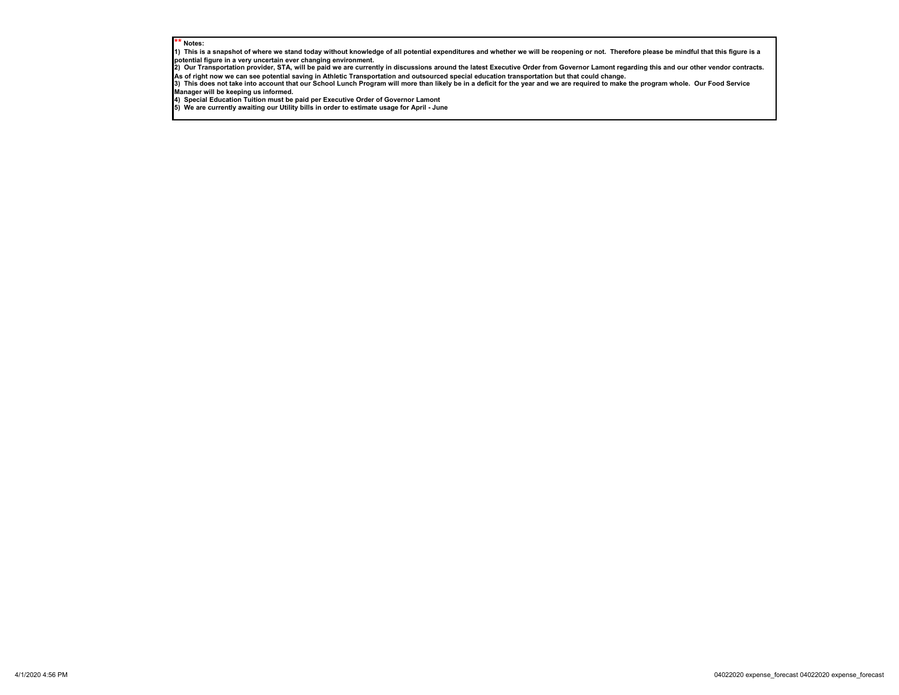** Notes:

1) This is a snapshot of where we stand today without knowledge of all potential expenditures and whether we will be reopening or not. Therefore please be mindful that this figure is a potential figure in a very uncertain ever changing environment.

2) Our Transportation provider, STA, will be paid we are currently in discussions around the latest Executive Order from Governor Lamont regarding this and our other vendor contracts. As of right now we can see potential saving in Athletic Transportation and outsourced special education transportation but that could change.

3) This does not take into account that our School Lunch Program will more than likely be in a deficit for the year and we are required to make the program whole. Our Food Service Manager will be keeping us informed.

4) Special Education Tuition must be paid per Executive Order of Governor Lamont

5) We are currently awaiting our Utility bills in order to estimate usage for April - June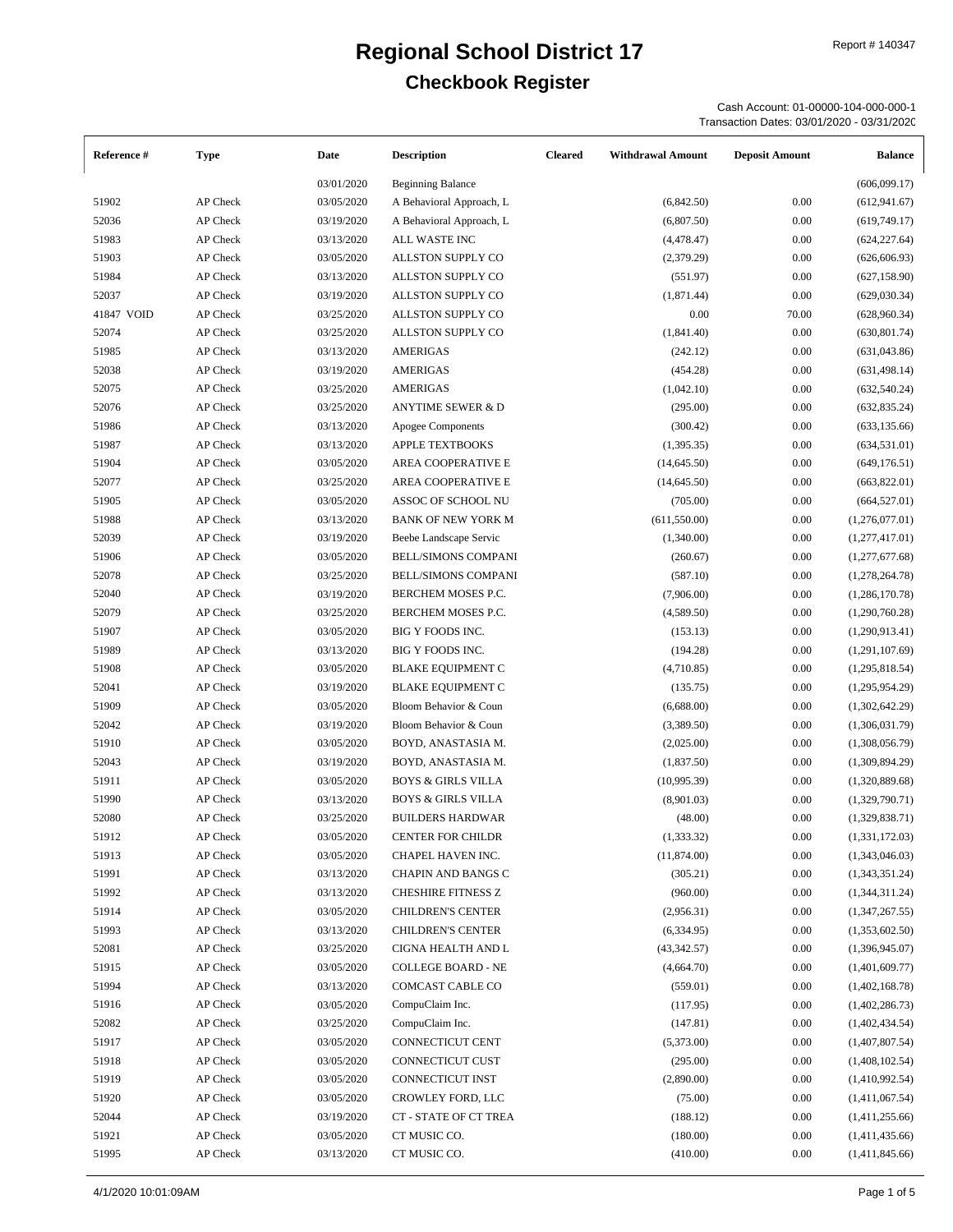# Regional School District 17

## Checkbook Register

Report # 140347

Cash Account: 01-00000-104-000-000-1
Transaction Dates: 03/01/2020 - 03/31/2020

| Reference # | Type | Date | Description | Cleared | Withdrawal Amount | Deposit Amount | Balance |
|---|---|---|---|---|---|---|---|
| | | 03/01/2020 | Beginning Balance | | | | (606,099.17) |
| 51902 | AP Check | 03/05/2020 | A Behavioral Approach, L | | (6,842.50) | 0.00 | (612,941.67) |
| 52036 | AP Check | 03/19/2020 | A Behavioral Approach, L | | (6,807.50) | 0.00 | (619,749.17) |
| 51983 | AP Check | 03/13/2020 | ALL WASTE INC | | (4,478.47) | 0.00 | (624,227.64) |
| 51903 | AP Check | 03/05/2020 | ALLSTON SUPPLY CO | | (2,379.29) | 0.00 | (626,606.93) |
| 51984 | AP Check | 03/13/2020 | ALLSTON SUPPLY CO | | (551.97) | 0.00 | (627,158.90) |
| 52037 | AP Check | 03/19/2020 | ALLSTON SUPPLY CO | | (1,871.44) | 0.00 | (629,030.34) |
| 41847 VOID | AP Check | 03/25/2020 | ALLSTON SUPPLY CO | | 0.00 | 70.00 | (628,960.34) |
| 52074 | AP Check | 03/25/2020 | ALLSTON SUPPLY CO | | (1,841.40) | 0.00 | (630,801.74) |
| 51985 | AP Check | 03/13/2020 | AMERIGAS | | (242.12) | 0.00 | (631,043.86) |
| 52038 | AP Check | 03/19/2020 | AMERIGAS | | (454.28) | 0.00 | (631,498.14) |
| 52075 | AP Check | 03/25/2020 | AMERIGAS | | (1,042.10) | 0.00 | (632,540.24) |
| 52076 | AP Check | 03/25/2020 | ANYTIME SEWER & D | | (295.00) | 0.00 | (632,835.24) |
| 51986 | AP Check | 03/13/2020 | Apogee Components | | (300.42) | 0.00 | (633,135.66) |
| 51987 | AP Check | 03/13/2020 | APPLE TEXTBOOKS | | (1,395.35) | 0.00 | (634,531.01) |
| 51904 | AP Check | 03/05/2020 | AREA COOPERATIVE E | | (14,645.50) | 0.00 | (649,176.51) |
| 52077 | AP Check | 03/25/2020 | AREA COOPERATIVE E | | (14,645.50) | 0.00 | (663,822.01) |
| 51905 | AP Check | 03/05/2020 | ASSOC OF SCHOOL NU | | (705.00) | 0.00 | (664,527.01) |
| 51988 | AP Check | 03/13/2020 | BANK OF NEW YORK M | | (611,550.00) | 0.00 | (1,276,077.01) |
| 52039 | AP Check | 03/19/2020 | Beebe Landscape Servic | | (1,340.00) | 0.00 | (1,277,417.01) |
| 51906 | AP Check | 03/05/2020 | BELL/SIMONS COMPANI | | (260.67) | 0.00 | (1,277,677.68) |
| 52078 | AP Check | 03/25/2020 | BELL/SIMONS COMPANI | | (587.10) | 0.00 | (1,278,264.78) |
| 52040 | AP Check | 03/19/2020 | BERCHEM MOSES P.C. | | (7,906.00) | 0.00 | (1,286,170.78) |
| 52079 | AP Check | 03/25/2020 | BERCHEM MOSES P.C. | | (4,589.50) | 0.00 | (1,290,760.28) |
| 51907 | AP Check | 03/05/2020 | BIG Y FOODS INC. | | (153.13) | 0.00 | (1,290,913.41) |
| 51989 | AP Check | 03/13/2020 | BIG Y FOODS INC. | | (194.28) | 0.00 | (1,291,107.69) |
| 51908 | AP Check | 03/05/2020 | BLAKE EQUIPMENT C | | (4,710.85) | 0.00 | (1,295,818.54) |
| 52041 | AP Check | 03/19/2020 | BLAKE EQUIPMENT C | | (135.75) | 0.00 | (1,295,954.29) |
| 51909 | AP Check | 03/05/2020 | Bloom Behavior & Coun | | (6,688.00) | 0.00 | (1,302,642.29) |
| 52042 | AP Check | 03/19/2020 | Bloom Behavior & Coun | | (3,389.50) | 0.00 | (1,306,031.79) |
| 51910 | AP Check | 03/05/2020 | BOYD, ANASTASIA M. | | (2,025.00) | 0.00 | (1,308,056.79) |
| 52043 | AP Check | 03/19/2020 | BOYD, ANASTASIA M. | | (1,837.50) | 0.00 | (1,309,894.29) |
| 51911 | AP Check | 03/05/2020 | BOYS & GIRLS VILLA | | (10,995.39) | 0.00 | (1,320,889.68) |
| 51990 | AP Check | 03/13/2020 | BOYS & GIRLS VILLA | | (8,901.03) | 0.00 | (1,329,790.71) |
| 52080 | AP Check | 03/25/2020 | BUILDERS HARDWAR | | (48.00) | 0.00 | (1,329,838.71) |
| 51912 | AP Check | 03/05/2020 | CENTER FOR CHILDR | | (1,333.32) | 0.00 | (1,331,172.03) |
| 51913 | AP Check | 03/05/2020 | CHAPEL HAVEN INC. | | (11,874.00) | 0.00 | (1,343,046.03) |
| 51991 | AP Check | 03/13/2020 | CHAPIN AND BANGS C | | (305.21) | 0.00 | (1,343,351.24) |
| 51992 | AP Check | 03/13/2020 | CHESHIRE FITNESS Z | | (960.00) | 0.00 | (1,344,311.24) |
| 51914 | AP Check | 03/05/2020 | CHILDREN'S CENTER | | (2,956.31) | 0.00 | (1,347,267.55) |
| 51993 | AP Check | 03/13/2020 | CHILDREN'S CENTER | | (6,334.95) | 0.00 | (1,353,602.50) |
| 52081 | AP Check | 03/25/2020 | CIGNA HEALTH AND L | | (43,342.57) | 0.00 | (1,396,945.07) |
| 51915 | AP Check | 03/05/2020 | COLLEGE BOARD - NE | | (4,664.70) | 0.00 | (1,401,609.77) |
| 51994 | AP Check | 03/13/2020 | COMCAST CABLE CO | | (559.01) | 0.00 | (1,402,168.78) |
| 51916 | AP Check | 03/05/2020 | CompuClaim Inc. | | (117.95) | 0.00 | (1,402,286.73) |
| 52082 | AP Check | 03/25/2020 | CompuClaim Inc. | | (147.81) | 0.00 | (1,402,434.54) |
| 51917 | AP Check | 03/05/2020 | CONNECTICUT CENT | | (5,373.00) | 0.00 | (1,407,807.54) |
| 51918 | AP Check | 03/05/2020 | CONNECTICUT CUST | | (295.00) | 0.00 | (1,408,102.54) |
| 51919 | AP Check | 03/05/2020 | CONNECTICUT INST | | (2,890.00) | 0.00 | (1,410,992.54) |
| 51920 | AP Check | 03/05/2020 | CROWLEY FORD, LLC | | (75.00) | 0.00 | (1,411,067.54) |
| 52044 | AP Check | 03/19/2020 | CT - STATE OF CT TREA | | (188.12) | 0.00 | (1,411,255.66) |
| 51921 | AP Check | 03/05/2020 | CT MUSIC CO. | | (180.00) | 0.00 | (1,411,435.66) |
| 51995 | AP Check | 03/13/2020 | CT MUSIC CO. | | (410.00) | 0.00 | (1,411,845.66) |

4/1/2020 10:01:09AM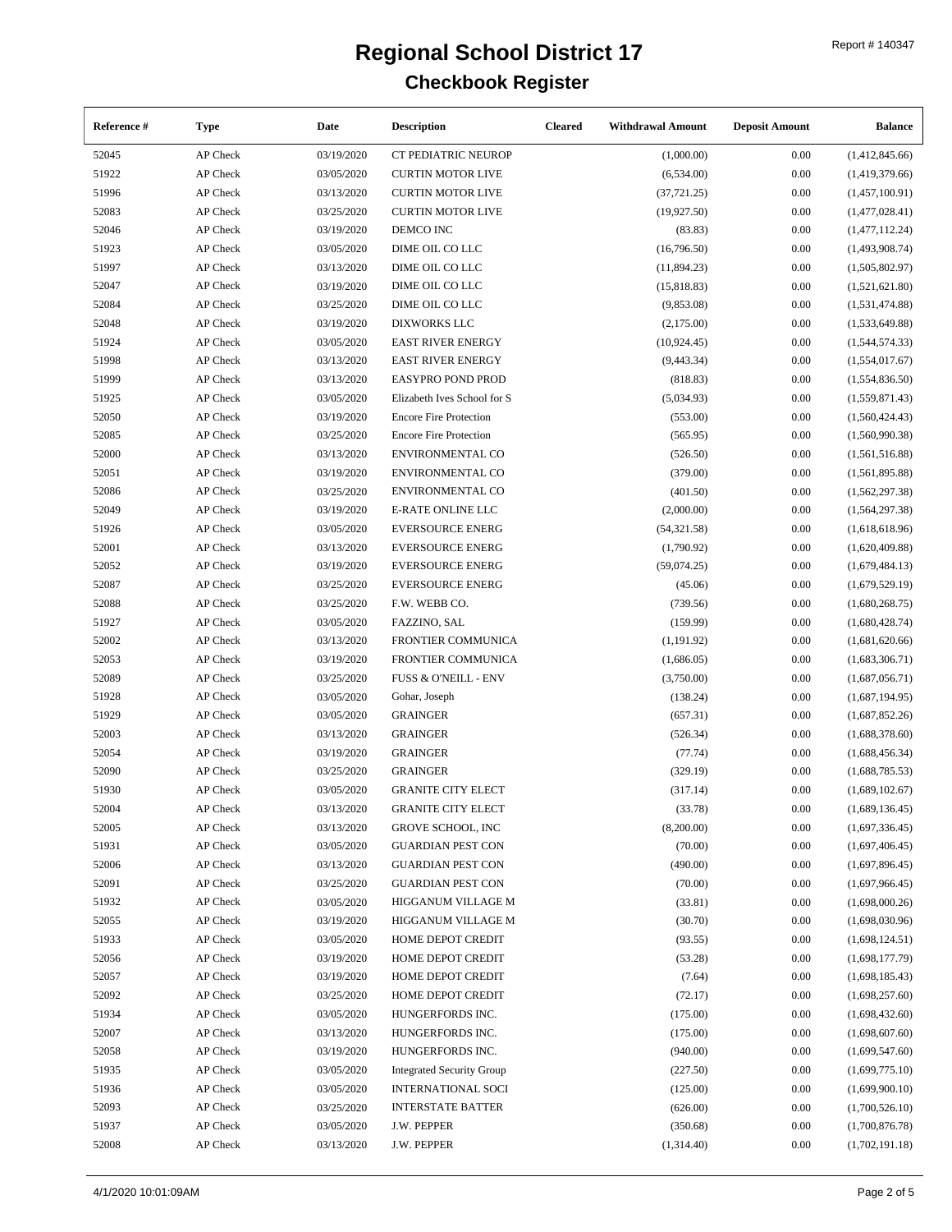# Regional School District 17

## Checkbook Register

Report # 140347

| Reference # | Type | Date | Description | Cleared | Withdrawal Amount | Deposit Amount | Balance |
|---|---|---|---|---|---|---|---|
| 52045 | AP Check | 03/19/2020 | CT PEDIATRIC NEUROP | | (1,000.00) | 0.00 | (1,412,845.66) |
| 51922 | AP Check | 03/05/2020 | CURTIN MOTOR LIVE | | (6,534.00) | 0.00 | (1,419,379.66) |
| 51996 | AP Check | 03/13/2020 | CURTIN MOTOR LIVE | | (37,721.25) | 0.00 | (1,457,100.91) |
| 52083 | AP Check | 03/25/2020 | CURTIN MOTOR LIVE | | (19,927.50) | 0.00 | (1,477,028.41) |
| 52046 | AP Check | 03/19/2020 | DEMCO INC | | (83.83) | 0.00 | (1,477,112.24) |
| 51923 | AP Check | 03/05/2020 | DIME OIL CO LLC | | (16,796.50) | 0.00 | (1,493,908.74) |
| 51997 | AP Check | 03/13/2020 | DIME OIL CO LLC | | (11,894.23) | 0.00 | (1,505,802.97) |
| 52047 | AP Check | 03/19/2020 | DIME OIL CO LLC | | (15,818.83) | 0.00 | (1,521,621.80) |
| 52084 | AP Check | 03/25/2020 | DIME OIL CO LLC | | (9,853.08) | 0.00 | (1,531,474.88) |
| 52048 | AP Check | 03/19/2020 | DIXWORKS LLC | | (2,175.00) | 0.00 | (1,533,649.88) |
| 51924 | AP Check | 03/05/2020 | EAST RIVER ENERGY | | (10,924.45) | 0.00 | (1,544,574.33) |
| 51998 | AP Check | 03/13/2020 | EAST RIVER ENERGY | | (9,443.34) | 0.00 | (1,554,017.67) |
| 51999 | AP Check | 03/13/2020 | EASYPRO POND PROD | | (818.83) | 0.00 | (1,554,836.50) |
| 51925 | AP Check | 03/05/2020 | Elizabeth Ives School for S | | (5,034.93) | 0.00 | (1,559,871.43) |
| 52050 | AP Check | 03/19/2020 | Encore Fire Protection | | (553.00) | 0.00 | (1,560,424.43) |
| 52085 | AP Check | 03/25/2020 | Encore Fire Protection | | (565.95) | 0.00 | (1,560,990.38) |
| 52000 | AP Check | 03/13/2020 | ENVIRONMENTAL CO | | (526.50) | 0.00 | (1,561,516.88) |
| 52051 | AP Check | 03/19/2020 | ENVIRONMENTAL CO | | (379.00) | 0.00 | (1,561,895.88) |
| 52086 | AP Check | 03/25/2020 | ENVIRONMENTAL CO | | (401.50) | 0.00 | (1,562,297.38) |
| 52049 | AP Check | 03/19/2020 | E-RATE ONLINE LLC | | (2,000.00) | 0.00 | (1,564,297.38) |
| 51926 | AP Check | 03/05/2020 | EVERSOURCE ENERG | | (54,321.58) | 0.00 | (1,618,618.96) |
| 52001 | AP Check | 03/13/2020 | EVERSOURCE ENERG | | (1,790.92) | 0.00 | (1,620,409.88) |
| 52052 | AP Check | 03/19/2020 | EVERSOURCE ENERG | | (59,074.25) | 0.00 | (1,679,484.13) |
| 52087 | AP Check | 03/25/2020 | EVERSOURCE ENERG | | (45.06) | 0.00 | (1,679,529.19) |
| 52088 | AP Check | 03/25/2020 | F.W. WEBB CO. | | (739.56) | 0.00 | (1,680,268.75) |
| 51927 | AP Check | 03/05/2020 | FAZZINO, SAL | | (159.99) | 0.00 | (1,680,428.74) |
| 52002 | AP Check | 03/13/2020 | FRONTIER COMMUNICA | | (1,191.92) | 0.00 | (1,681,620.66) |
| 52053 | AP Check | 03/19/2020 | FRONTIER COMMUNICA | | (1,686.05) | 0.00 | (1,683,306.71) |
| 52089 | AP Check | 03/25/2020 | FUSS & O'NEILL - ENV | | (3,750.00) | 0.00 | (1,687,056.71) |
| 51928 | AP Check | 03/05/2020 | Gohar, Joseph | | (138.24) | 0.00 | (1,687,194.95) |
| 51929 | AP Check | 03/05/2020 | GRAINGER | | (657.31) | 0.00 | (1,687,852.26) |
| 52003 | AP Check | 03/13/2020 | GRAINGER | | (526.34) | 0.00 | (1,688,378.60) |
| 52054 | AP Check | 03/19/2020 | GRAINGER | | (77.74) | 0.00 | (1,688,456.34) |
| 52090 | AP Check | 03/25/2020 | GRAINGER | | (329.19) | 0.00 | (1,688,785.53) |
| 51930 | AP Check | 03/05/2020 | GRANITE CITY ELECT | | (317.14) | 0.00 | (1,689,102.67) |
| 52004 | AP Check | 03/13/2020 | GRANITE CITY ELECT | | (33.78) | 0.00 | (1,689,136.45) |
| 52005 | AP Check | 03/13/2020 | GROVE SCHOOL, INC | | (8,200.00) | 0.00 | (1,697,336.45) |
| 51931 | AP Check | 03/05/2020 | GUARDIAN PEST CON | | (70.00) | 0.00 | (1,697,406.45) |
| 52006 | AP Check | 03/13/2020 | GUARDIAN PEST CON | | (490.00) | 0.00 | (1,697,896.45) |
| 52091 | AP Check | 03/25/2020 | GUARDIAN PEST CON | | (70.00) | 0.00 | (1,697,966.45) |
| 51932 | AP Check | 03/05/2020 | HIGGANUM VILLAGE M | | (33.81) | 0.00 | (1,698,000.26) |
| 52055 | AP Check | 03/19/2020 | HIGGANUM VILLAGE M | | (30.70) | 0.00 | (1,698,030.96) |
| 51933 | AP Check | 03/05/2020 | HOME DEPOT CREDIT | | (93.55) | 0.00 | (1,698,124.51) |
| 52056 | AP Check | 03/19/2020 | HOME DEPOT CREDIT | | (53.28) | 0.00 | (1,698,177.79) |
| 52057 | AP Check | 03/19/2020 | HOME DEPOT CREDIT | | (7.64) | 0.00 | (1,698,185.43) |
| 52092 | AP Check | 03/25/2020 | HOME DEPOT CREDIT | | (72.17) | 0.00 | (1,698,257.60) |
| 51934 | AP Check | 03/05/2020 | HUNGERFORDS INC. | | (175.00) | 0.00 | (1,698,432.60) |
| 52007 | AP Check | 03/13/2020 | HUNGERFORDS INC. | | (175.00) | 0.00 | (1,698,607.60) |
| 52058 | AP Check | 03/19/2020 | HUNGERFORDS INC. | | (940.00) | 0.00 | (1,699,547.60) |
| 51935 | AP Check | 03/05/2020 | Integrated Security Group | | (227.50) | 0.00 | (1,699,775.10) |
| 51936 | AP Check | 03/05/2020 | INTERNATIONAL SOCI | | (125.00) | 0.00 | (1,699,900.10) |
| 52093 | AP Check | 03/25/2020 | INTERSTATE BATTER | | (626.00) | 0.00 | (1,700,526.10) |
| 51937 | AP Check | 03/05/2020 | J.W. PEPPER | | (350.68) | 0.00 | (1,700,876.78) |
| 52008 | AP Check | 03/13/2020 | J.W. PEPPER | | (1,314.40) | 0.00 | (1,702,191.18) |

4/1/2020 10:01:09AM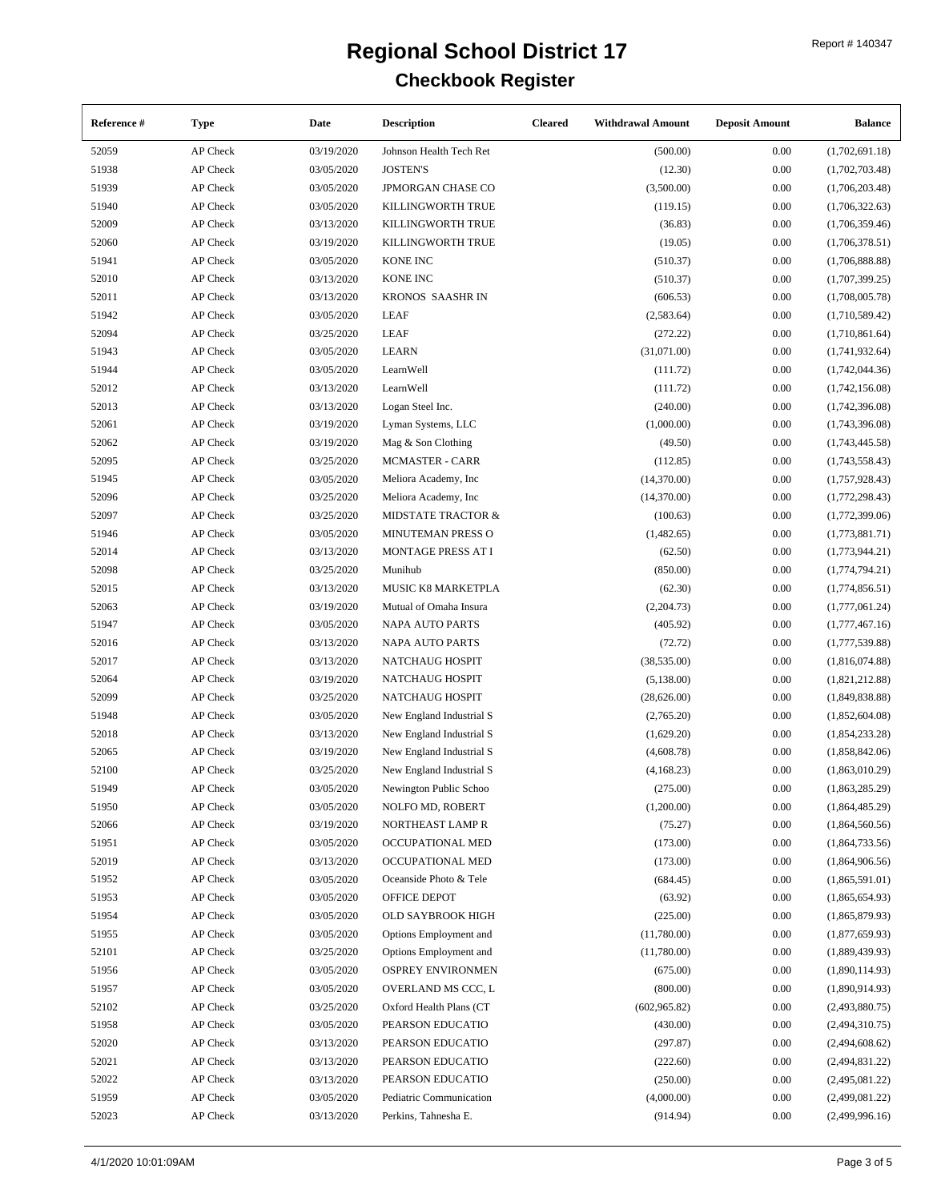# Regional School District 17

## Checkbook Register

Report # 140347

| Reference # | Type | Date | Description | Cleared | Withdrawal Amount | Deposit Amount | Balance |
|---|---|---|---|---|---|---|---|
| 52059 | AP Check | 03/19/2020 | Johnson Health Tech Ret | | (500.00) | 0.00 | (1,702,691.18) |
| 51938 | AP Check | 03/05/2020 | JOSTEN'S | | (12.30) | 0.00 | (1,702,703.48) |
| 51939 | AP Check | 03/05/2020 | JPMORGAN CHASE CO | | (3,500.00) | 0.00 | (1,706,203.48) |
| 51940 | AP Check | 03/05/2020 | KILLINGWORTH TRUE | | (119.15) | 0.00 | (1,706,322.63) |
| 52009 | AP Check | 03/13/2020 | KILLINGWORTH TRUE | | (36.83) | 0.00 | (1,706,359.46) |
| 52060 | AP Check | 03/19/2020 | KILLINGWORTH TRUE | | (19.05) | 0.00 | (1,706,378.51) |
| 51941 | AP Check | 03/05/2020 | KONE INC | | (510.37) | 0.00 | (1,706,888.88) |
| 52010 | AP Check | 03/13/2020 | KONE INC | | (510.37) | 0.00 | (1,707,399.25) |
| 52011 | AP Check | 03/13/2020 | KRONOS SAASHR IN | | (606.53) | 0.00 | (1,708,005.78) |
| 51942 | AP Check | 03/05/2020 | LEAF | | (2,583.64) | 0.00 | (1,710,589.42) |
| 52094 | AP Check | 03/25/2020 | LEAF | | (272.22) | 0.00 | (1,710,861.64) |
| 51943 | AP Check | 03/05/2020 | LEARN | | (31,071.00) | 0.00 | (1,741,932.64) |
| 51944 | AP Check | 03/05/2020 | LearnWell | | (111.72) | 0.00 | (1,742,044.36) |
| 52012 | AP Check | 03/13/2020 | LearnWell | | (111.72) | 0.00 | (1,742,156.08) |
| 52013 | AP Check | 03/13/2020 | Logan Steel Inc. | | (240.00) | 0.00 | (1,742,396.08) |
| 52061 | AP Check | 03/19/2020 | Lyman Systems, LLC | | (1,000.00) | 0.00 | (1,743,396.08) |
| 52062 | AP Check | 03/19/2020 | Mag & Son Clothing | | (49.50) | 0.00 | (1,743,445.58) |
| 52095 | AP Check | 03/25/2020 | MCMASTER - CARR | | (112.85) | 0.00 | (1,743,558.43) |
| 51945 | AP Check | 03/05/2020 | Meliora Academy, Inc | | (14,370.00) | 0.00 | (1,757,928.43) |
| 52096 | AP Check | 03/25/2020 | Meliora Academy, Inc | | (14,370.00) | 0.00 | (1,772,298.43) |
| 52097 | AP Check | 03/25/2020 | MIDSTATE TRACTOR & | | (100.63) | 0.00 | (1,772,399.06) |
| 51946 | AP Check | 03/05/2020 | MINUTEMAN PRESS O | | (1,482.65) | 0.00 | (1,773,881.71) |
| 52014 | AP Check | 03/13/2020 | MONTAGE PRESS AT I | | (62.50) | 0.00 | (1,773,944.21) |
| 52098 | AP Check | 03/25/2020 | Munihub | | (850.00) | 0.00 | (1,774,794.21) |
| 52015 | AP Check | 03/13/2020 | MUSIC K8 MARKETPLA | | (62.30) | 0.00 | (1,774,856.51) |
| 52063 | AP Check | 03/19/2020 | Mutual of Omaha Insura | | (2,204.73) | 0.00 | (1,777,061.24) |
| 51947 | AP Check | 03/05/2020 | NAPA AUTO PARTS | | (405.92) | 0.00 | (1,777,467.16) |
| 52016 | AP Check | 03/13/2020 | NAPA AUTO PARTS | | (72.72) | 0.00 | (1,777,539.88) |
| 52017 | AP Check | 03/13/2020 | NATCHAUG HOSPIT | | (38,535.00) | 0.00 | (1,816,074.88) |
| 52064 | AP Check | 03/19/2020 | NATCHAUG HOSPIT | | (5,138.00) | 0.00 | (1,821,212.88) |
| 52099 | AP Check | 03/25/2020 | NATCHAUG HOSPIT | | (28,626.00) | 0.00 | (1,849,838.88) |
| 51948 | AP Check | 03/05/2020 | New England Industrial S | | (2,765.20) | 0.00 | (1,852,604.08) |
| 52018 | AP Check | 03/13/2020 | New England Industrial S | | (1,629.20) | 0.00 | (1,854,233.28) |
| 52065 | AP Check | 03/19/2020 | New England Industrial S | | (4,608.78) | 0.00 | (1,858,842.06) |
| 52100 | AP Check | 03/25/2020 | New England Industrial S | | (4,168.23) | 0.00 | (1,863,010.29) |
| 51949 | AP Check | 03/05/2020 | Newington Public Schoo | | (275.00) | 0.00 | (1,863,285.29) |
| 51950 | AP Check | 03/05/2020 | NOLFO MD, ROBERT | | (1,200.00) | 0.00 | (1,864,485.29) |
| 52066 | AP Check | 03/19/2020 | NORTHEAST LAMP R | | (75.27) | 0.00 | (1,864,560.56) |
| 51951 | AP Check | 03/05/2020 | OCCUPATIONAL MED | | (173.00) | 0.00 | (1,864,733.56) |
| 52019 | AP Check | 03/13/2020 | OCCUPATIONAL MED | | (173.00) | 0.00 | (1,864,906.56) |
| 51952 | AP Check | 03/05/2020 | Oceanside Photo & Tele | | (684.45) | 0.00 | (1,865,591.01) |
| 51953 | AP Check | 03/05/2020 | OFFICE DEPOT | | (63.92) | 0.00 | (1,865,654.93) |
| 51954 | AP Check | 03/05/2020 | OLD SAYBROOK HIGH | | (225.00) | 0.00 | (1,865,879.93) |
| 51955 | AP Check | 03/05/2020 | Options Employment and | | (11,780.00) | 0.00 | (1,877,659.93) |
| 52101 | AP Check | 03/25/2020 | Options Employment and | | (11,780.00) | 0.00 | (1,889,439.93) |
| 51956 | AP Check | 03/05/2020 | OSPREY ENVIRONMEN | | (675.00) | 0.00 | (1,890,114.93) |
| 51957 | AP Check | 03/05/2020 | OVERLAND MS CCC, L | | (800.00) | 0.00 | (1,890,914.93) |
| 52102 | AP Check | 03/25/2020 | Oxford Health Plans (CT | | (602,965.82) | 0.00 | (2,493,880.75) |
| 51958 | AP Check | 03/05/2020 | PEARSON EDUCATIO | | (430.00) | 0.00 | (2,494,310.75) |
| 52020 | AP Check | 03/13/2020 | PEARSON EDUCATIO | | (297.87) | 0.00 | (2,494,608.62) |
| 52021 | AP Check | 03/13/2020 | PEARSON EDUCATIO | | (222.60) | 0.00 | (2,494,831.22) |
| 52022 | AP Check | 03/13/2020 | PEARSON EDUCATIO | | (250.00) | 0.00 | (2,495,081.22) |
| 51959 | AP Check | 03/05/2020 | Pediatric Communication | | (4,000.00) | 0.00 | (2,499,081.22) |
| 52023 | AP Check | 03/13/2020 | Perkins, Tahnesha E. | | (914.94) | 0.00 | (2,499,996.16) |

4/1/2020 10:01:09AM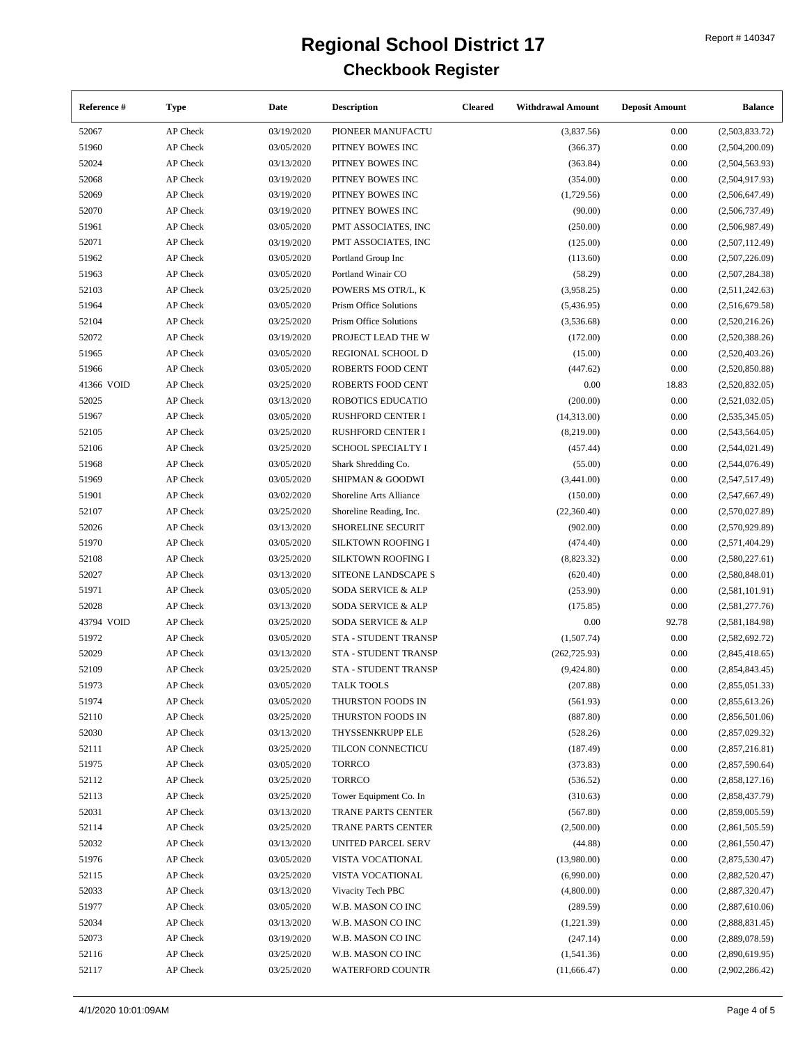# Regional School District 17

## Checkbook Register

Report # 140347

| Reference # | Type | Date | Description | Cleared | Withdrawal Amount | Deposit Amount | Balance |
|---|---|---|---|---|---|---|---|
| 52067 | AP Check | 03/19/2020 | PIONEER MANUFACTU | | (3,837.56) | 0.00 | (2,503,833.72) |
| 51960 | AP Check | 03/05/2020 | PITNEY BOWES INC | | (366.37) | 0.00 | (2,504,200.09) |
| 52024 | AP Check | 03/13/2020 | PITNEY BOWES INC | | (363.84) | 0.00 | (2,504,563.93) |
| 52068 | AP Check | 03/19/2020 | PITNEY BOWES INC | | (354.00) | 0.00 | (2,504,917.93) |
| 52069 | AP Check | 03/19/2020 | PITNEY BOWES INC | | (1,729.56) | 0.00 | (2,506,647.49) |
| 52070 | AP Check | 03/19/2020 | PITNEY BOWES INC | | (90.00) | 0.00 | (2,506,737.49) |
| 51961 | AP Check | 03/05/2020 | PMT ASSOCIATES, INC | | (250.00) | 0.00 | (2,506,987.49) |
| 52071 | AP Check | 03/19/2020 | PMT ASSOCIATES, INC | | (125.00) | 0.00 | (2,507,112.49) |
| 51962 | AP Check | 03/05/2020 | Portland Group Inc | | (113.60) | 0.00 | (2,507,226.09) |
| 51963 | AP Check | 03/05/2020 | Portland Winair CO | | (58.29) | 0.00 | (2,507,284.38) |
| 52103 | AP Check | 03/25/2020 | POWERS MS OTR/L, K | | (3,958.25) | 0.00 | (2,511,242.63) |
| 51964 | AP Check | 03/05/2020 | Prism Office Solutions | | (5,436.95) | 0.00 | (2,516,679.58) |
| 52104 | AP Check | 03/25/2020 | Prism Office Solutions | | (3,536.68) | 0.00 | (2,520,216.26) |
| 52072 | AP Check | 03/19/2020 | PROJECT LEAD THE W | | (172.00) | 0.00 | (2,520,388.26) |
| 51965 | AP Check | 03/05/2020 | REGIONAL SCHOOL D | | (15.00) | 0.00 | (2,520,403.26) |
| 51966 | AP Check | 03/05/2020 | ROBERTS FOOD CENT | | (447.62) | 0.00 | (2,520,850.88) |
| 41366 VOID | AP Check | 03/25/2020 | ROBERTS FOOD CENT | | 0.00 | 18.83 | (2,520,832.05) |
| 52025 | AP Check | 03/13/2020 | ROBOTICS EDUCATIO | | (200.00) | 0.00 | (2,521,032.05) |
| 51967 | AP Check | 03/05/2020 | RUSHFORD CENTER I | | (14,313.00) | 0.00 | (2,535,345.05) |
| 52105 | AP Check | 03/25/2020 | RUSHFORD CENTER I | | (8,219.00) | 0.00 | (2,543,564.05) |
| 52106 | AP Check | 03/25/2020 | SCHOOL SPECIALTY I | | (457.44) | 0.00 | (2,544,021.49) |
| 51968 | AP Check | 03/05/2020 | Shark Shredding Co. | | (55.00) | 0.00 | (2,544,076.49) |
| 51969 | AP Check | 03/05/2020 | SHIPMAN & GOODWI | | (3,441.00) | 0.00 | (2,547,517.49) |
| 51901 | AP Check | 03/02/2020 | Shoreline Arts Alliance | | (150.00) | 0.00 | (2,547,667.49) |
| 52107 | AP Check | 03/25/2020 | Shoreline Reading, Inc. | | (22,360.40) | 0.00 | (2,570,027.89) |
| 52026 | AP Check | 03/13/2020 | SHORELINE SECURIT | | (902.00) | 0.00 | (2,570,929.89) |
| 51970 | AP Check | 03/05/2020 | SILKTOWN ROOFING I | | (474.40) | 0.00 | (2,571,404.29) |
| 52108 | AP Check | 03/25/2020 | SILKTOWN ROOFING I | | (8,823.32) | 0.00 | (2,580,227.61) |
| 52027 | AP Check | 03/13/2020 | SITEONE LANDSCAPE S | | (620.40) | 0.00 | (2,580,848.01) |
| 51971 | AP Check | 03/05/2020 | SODA SERVICE & ALP | | (253.90) | 0.00 | (2,581,101.91) |
| 52028 | AP Check | 03/13/2020 | SODA SERVICE & ALP | | (175.85) | 0.00 | (2,581,277.76) |
| 43794 VOID | AP Check | 03/25/2020 | SODA SERVICE & ALP | | 0.00 | 92.78 | (2,581,184.98) |
| 51972 | AP Check | 03/05/2020 | STA - STUDENT TRANSP | | (1,507.74) | 0.00 | (2,582,692.72) |
| 52029 | AP Check | 03/13/2020 | STA - STUDENT TRANSP | | (262,725.93) | 0.00 | (2,845,418.65) |
| 52109 | AP Check | 03/25/2020 | STA - STUDENT TRANSP | | (9,424.80) | 0.00 | (2,854,843.45) |
| 51973 | AP Check | 03/05/2020 | TALK TOOLS | | (207.88) | 0.00 | (2,855,051.33) |
| 51974 | AP Check | 03/05/2020 | THURSTON FOODS IN | | (561.93) | 0.00 | (2,855,613.26) |
| 52110 | AP Check | 03/25/2020 | THURSTON FOODS IN | | (887.80) | 0.00 | (2,856,501.06) |
| 52030 | AP Check | 03/13/2020 | THYSSENKRUPP ELE | | (528.26) | 0.00 | (2,857,029.32) |
| 52111 | AP Check | 03/25/2020 | TILCON CONNECTICU | | (187.49) | 0.00 | (2,857,216.81) |
| 51975 | AP Check | 03/05/2020 | TORRCO | | (373.83) | 0.00 | (2,857,590.64) |
| 52112 | AP Check | 03/25/2020 | TORRCO | | (536.52) | 0.00 | (2,858,127.16) |
| 52113 | AP Check | 03/25/2020 | Tower Equipment Co. In | | (310.63) | 0.00 | (2,858,437.79) |
| 52031 | AP Check | 03/13/2020 | TRANE PARTS CENTER | | (567.80) | 0.00 | (2,859,005.59) |
| 52114 | AP Check | 03/25/2020 | TRANE PARTS CENTER | | (2,500.00) | 0.00 | (2,861,505.59) |
| 52032 | AP Check | 03/13/2020 | UNITED PARCEL SERV | | (44.88) | 0.00 | (2,861,550.47) |
| 51976 | AP Check | 03/05/2020 | VISTA VOCATIONAL | | (13,980.00) | 0.00 | (2,875,530.47) |
| 52115 | AP Check | 03/25/2020 | VISTA VOCATIONAL | | (6,990.00) | 0.00 | (2,882,520.47) |
| 52033 | AP Check | 03/13/2020 | Vivacity Tech PBC | | (4,800.00) | 0.00 | (2,887,320.47) |
| 51977 | AP Check | 03/05/2020 | W.B. MASON CO INC | | (289.59) | 0.00 | (2,887,610.06) |
| 52034 | AP Check | 03/13/2020 | W.B. MASON CO INC | | (1,221.39) | 0.00 | (2,888,831.45) |
| 52073 | AP Check | 03/19/2020 | W.B. MASON CO INC | | (247.14) | 0.00 | (2,889,078.59) |
| 52116 | AP Check | 03/25/2020 | W.B. MASON CO INC | | (1,541.36) | 0.00 | (2,890,619.95) |
| 52117 | AP Check | 03/25/2020 | WATERFORD COUNTR | | (11,666.47) | 0.00 | (2,902,286.42) |

4/1/2020 10:01:09AM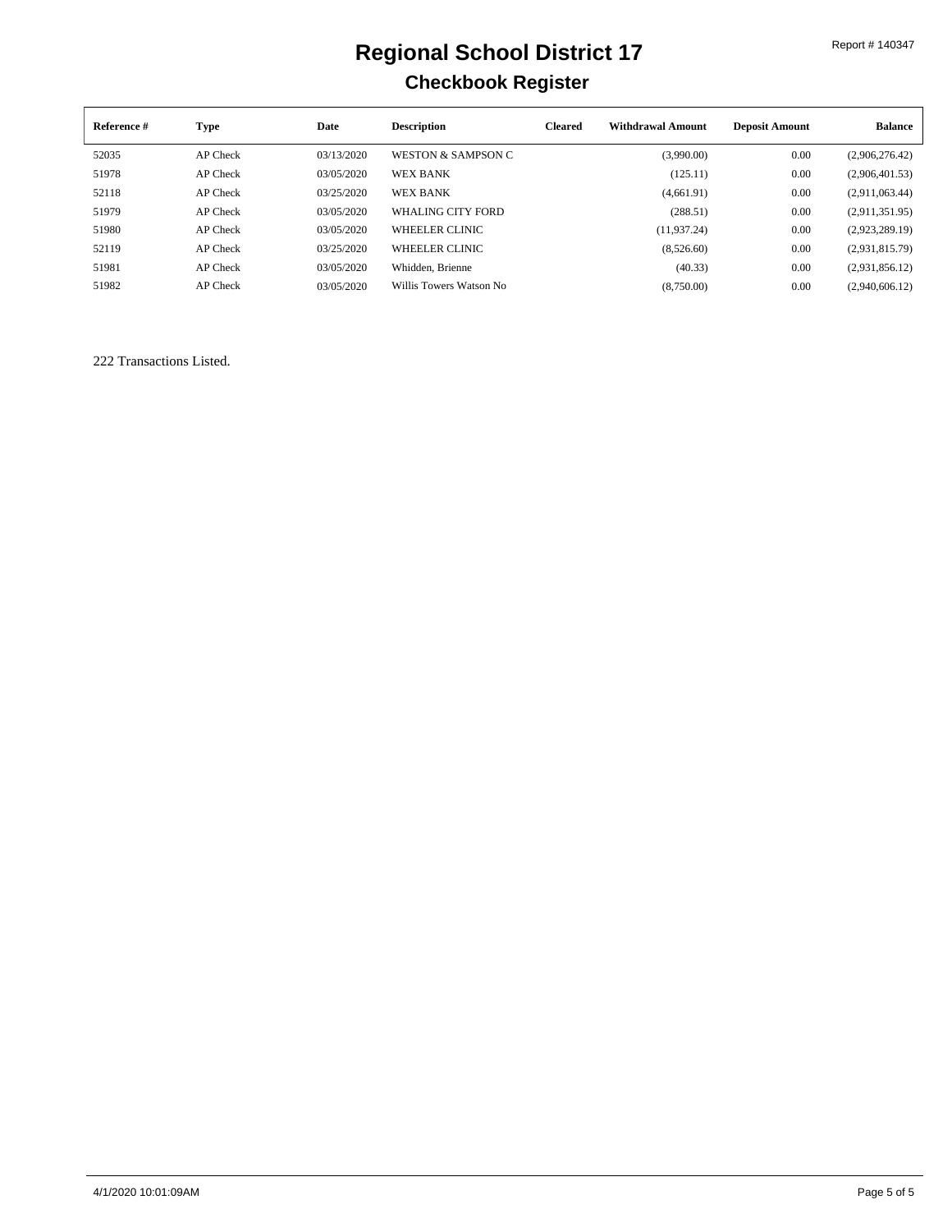# Regional School District 17

## Checkbook Register

Report # 140347

| Reference # | Type | Date | Description | Cleared | Withdrawal Amount | Deposit Amount | Balance |
|---|---|---|---|---|---|---|---|
| 52035 | AP Check | 03/13/2020 | WESTON & SAMPSON C | | (3,990.00) | 0.00 | (2,906,276.42) |
| 51978 | AP Check | 03/05/2020 | WEX BANK | | (125.11) | 0.00 | (2,906,401.53) |
| 52118 | AP Check | 03/25/2020 | WEX BANK | | (4,661.91) | 0.00 | (2,911,063.44) |
| 51979 | AP Check | 03/05/2020 | WHALING CITY FORD | | (288.51) | 0.00 | (2,911,351.95) |
| 51980 | AP Check | 03/05/2020 | WHEELER CLINIC | | (11,937.24) | 0.00 | (2,923,289.19) |
| 52119 | AP Check | 03/25/2020 | WHEELER CLINIC | | (8,526.60) | 0.00 | (2,931,815.79) |
| 51981 | AP Check | 03/05/2020 | Whidden, Brienne | | (40.33) | 0.00 | (2,931,856.12) |
| 51982 | AP Check | 03/05/2020 | Willis Towers Watson No | | (8,750.00) | 0.00 | (2,940,606.12) |

222 Transactions Listed.

4/1/2020 10:01:09AM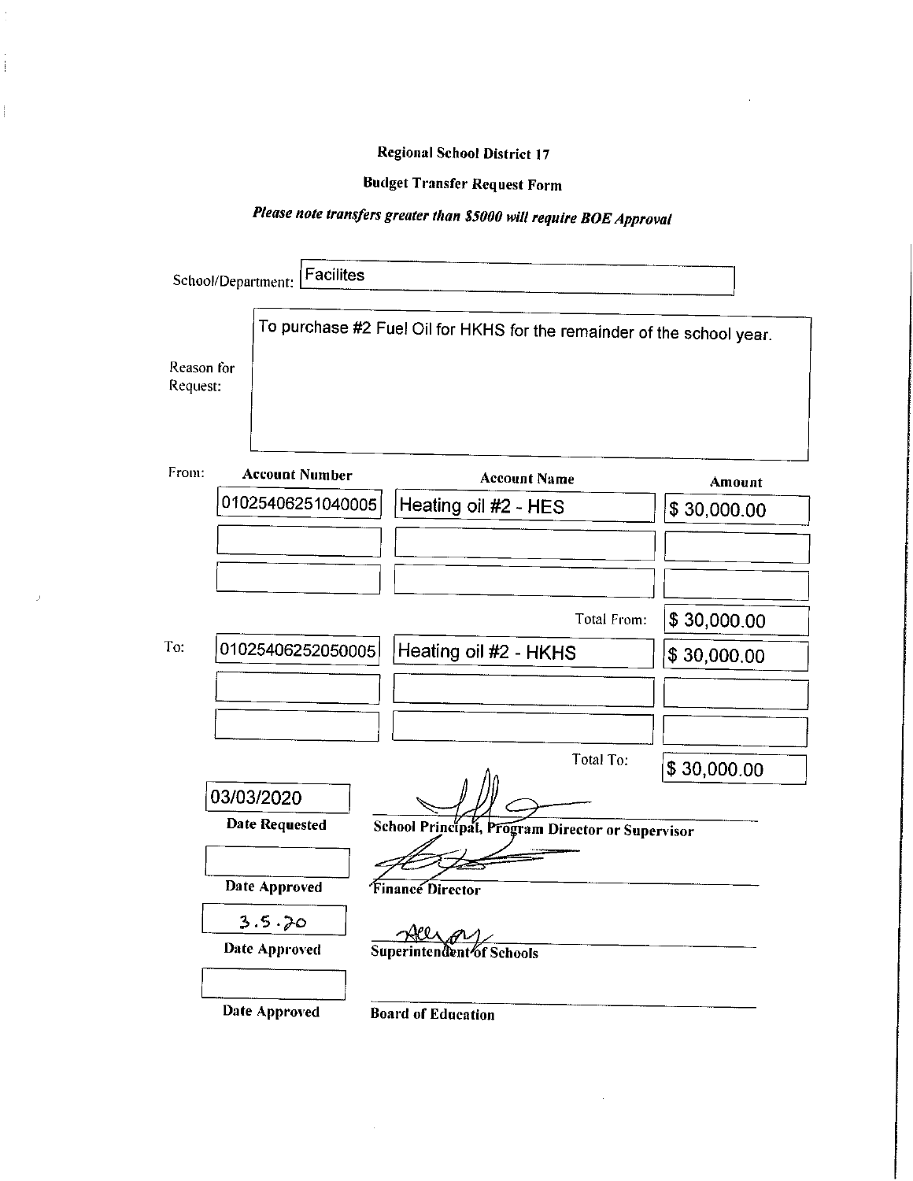**Regional School District 17**

**Budget Transfer Request Form**

***Please note transfers greater than $5000 will require BOE Approval***

School/Department: Facilites

Reason for Request: To purchase #2 Fuel Oil for HKHS for the remainder of the school year.

From:

| Account Number | Account Name | Amount |
| --- | --- | --- |
| 01025406251040005 | Heating oil #2 - HES | $ 30,000.00 |
| | | |
| | | |
| | Total From: | $ 30,000.00 |

To:

| Account Number | Account Name | Amount |
| --- | --- | --- |
| 01025406252050005 | Heating oil #2 - HKHS | $ 30,000.00 |
| | | |
| | | |
| | Total To: | $ 30,000.00 |

| Date | Signature |
| --- | --- |
| 03/03/2020<br>**Date Requested** | [signature]<br>**School Principal, Program Director or Supervisor** |
| <br>**Date Approved** | [signature]<br>**Finance Director** |
| 3.5.20<br>**Date Approved** | [signature]<br>**Superintendent of Schools** |
| <br>**Date Approved** | <br>**Board of Education** |